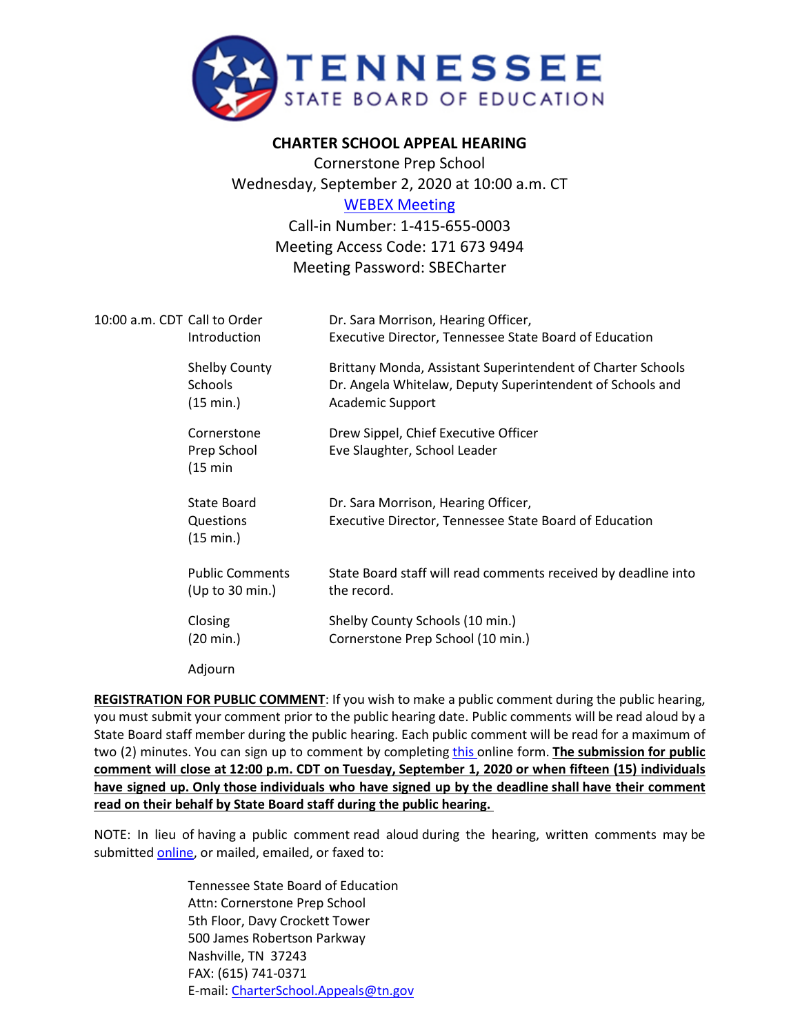# TENNESSEE STATE BOARD OF EDUCATION

## CHARTER SCHOOL APPEAL HEARING

Cornerstone Prep School
Wednesday, September 2, 2020 at 10:00 a.m. CT
[WEBEX Meeting]
Call-in Number: 1-415-655-0003
Meeting Access Code: 171 673 9494
Meeting Password: SBECharter

| | | |
|---|---|---|
| 10:00 a.m. CDT | Call to Order<br>Introduction | Dr. Sara Morrison, Hearing Officer,<br>Executive Director, Tennessee State Board of Education |
| | Shelby County Schools<br>(15 min.) | Brittany Monda, Assistant Superintendent of Charter Schools<br>Dr. Angela Whitelaw, Deputy Superintendent of Schools and Academic Support |
| | Cornerstone Prep School<br>(15 min | Drew Sippel, Chief Executive Officer<br>Eve Slaughter, School Leader |
| | State Board Questions<br>(15 min.) | Dr. Sara Morrison, Hearing Officer,<br>Executive Director, Tennessee State Board of Education |
| | Public Comments<br>(Up to 30 min.) | State Board staff will read comments received by deadline into the record. |
| | Closing<br>(20 min.) | Shelby County Schools (10 min.)<br>Cornerstone Prep School (10 min.) |
| | Adjourn | |

**REGISTRATION FOR PUBLIC COMMENT**: If you wish to make a public comment during the public hearing, you must submit your comment prior to the public hearing date. Public comments will be read aloud by a State Board staff member during the public hearing. Each public comment will be read for a maximum of two (2) minutes. You can sign up to comment by completing this online form. **The submission for public comment will close at 12:00 p.m. CDT on Tuesday, September 1, 2020 or when fifteen (15) individuals have signed up. Only those individuals who have signed up by the deadline shall have their comment read on their behalf by State Board staff during the public hearing.**

NOTE: In lieu of having a public comment read aloud during the hearing, written comments may be submitted online, or mailed, emailed, or faxed to:

Tennessee State Board of Education
Attn: Cornerstone Prep School
5th Floor, Davy Crockett Tower
500 James Robertson Parkway
Nashville, TN 37243
FAX: (615) 741-0371
E-mail: CharterSchool.Appeals@tn.gov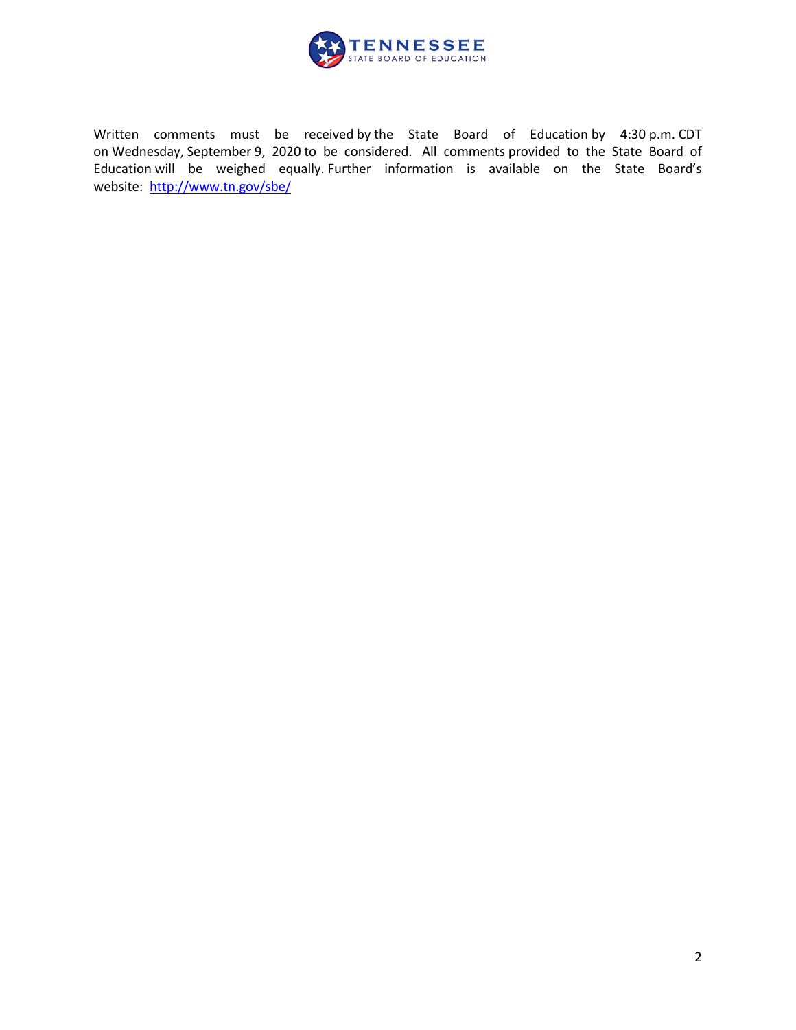Written comments must be received by the State Board of Education by 4:30 p.m. CDT on Wednesday, September 9, 2020 to be considered. All comments provided to the State Board of Education will be weighed equally. Further information is available on the State Board's website: http://www.tn.gov/sbe/